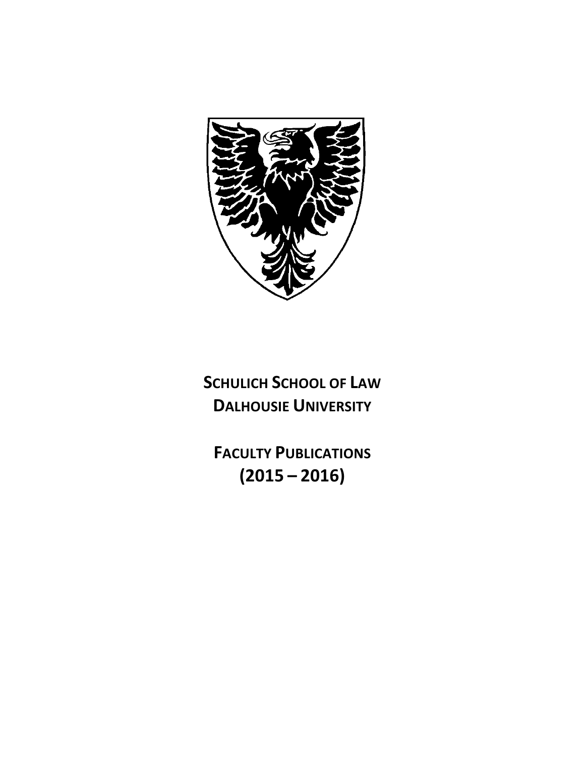# SCHULICH SCHOOL OF LAW
# DALHOUSIE UNIVERSITY

## FACULTY PUBLICATIONS
## (2015 – 2016)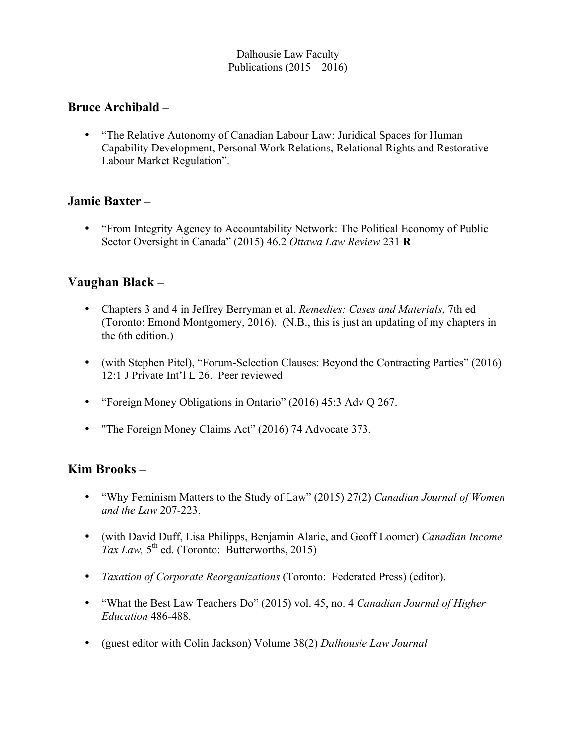Dalhousie Law Faculty
Publications (2015 – 2016)

## Bruce Archibald –

- "The Relative Autonomy of Canadian Labour Law: Juridical Spaces for Human Capability Development, Personal Work Relations, Relational Rights and Restorative Labour Market Regulation".

## Jamie Baxter –

- "From Integrity Agency to Accountability Network: The Political Economy of Public Sector Oversight in Canada" (2015) 46.2 *Ottawa Law Review* 231 **R**

## Vaughan Black –

- Chapters 3 and 4 in Jeffrey Berryman et al, *Remedies: Cases and Materials*, 7th ed (Toronto: Emond Montgomery, 2016). (N.B., this is just an updating of my chapters in the 6th edition.)

- (with Stephen Pitel), "Forum-Selection Clauses: Beyond the Contracting Parties" (2016) 12:1 J Private Int'l L 26. Peer reviewed

- "Foreign Money Obligations in Ontario" (2016) 45:3 Adv Q 267.

- "The Foreign Money Claims Act" (2016) 74 Advocate 373.

## Kim Brooks –

- "Why Feminism Matters to the Study of Law" (2015) 27(2) *Canadian Journal of Women and the Law* 207-223.

- (with David Duff, Lisa Philipps, Benjamin Alarie, and Geoff Loomer) *Canadian Income Tax Law,* 5th ed. (Toronto: Butterworths, 2015)

- *Taxation of Corporate Reorganizations* (Toronto: Federated Press) (editor).

- "What the Best Law Teachers Do" (2015) vol. 45, no. 4 *Canadian Journal of Higher Education* 486-488.

- (guest editor with Colin Jackson) Volume 38(2) *Dalhousie Law Journal*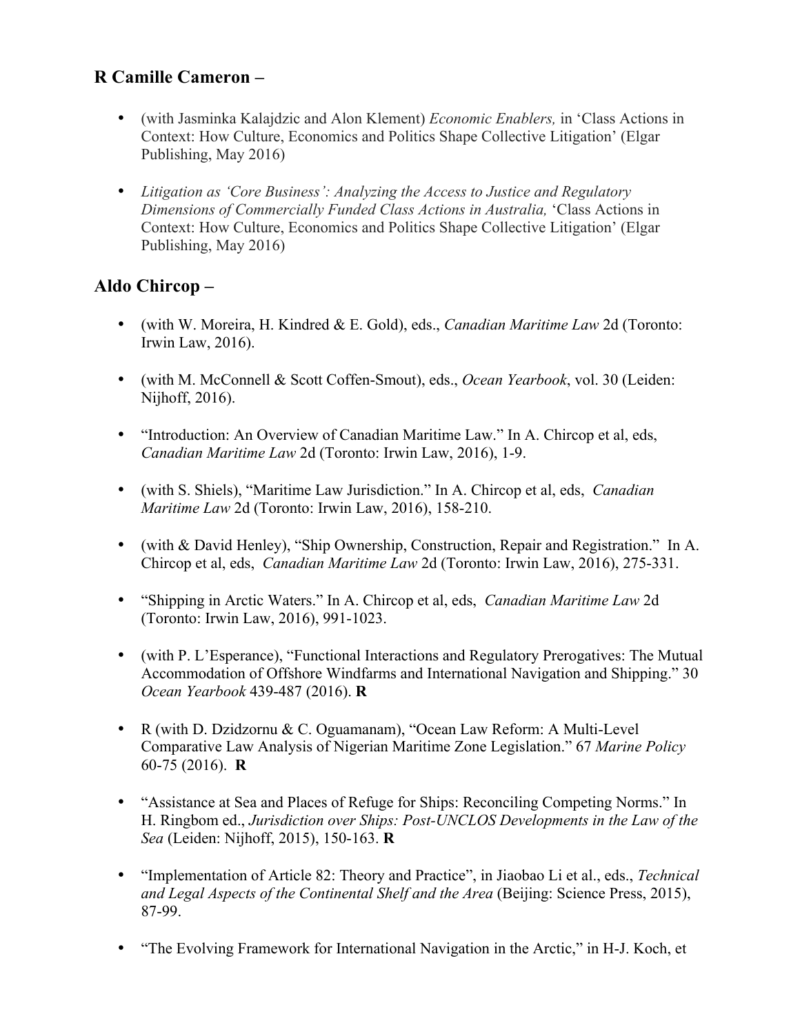## R Camille Cameron –

- (with Jasminka Kalajdzic and Alon Klement) *Economic Enablers,* in 'Class Actions in Context: How Culture, Economics and Politics Shape Collective Litigation' (Elgar Publishing, May 2016)

- *Litigation as 'Core Business': Analyzing the Access to Justice and Regulatory Dimensions of Commercially Funded Class Actions in Australia,* 'Class Actions in Context: How Culture, Economics and Politics Shape Collective Litigation' (Elgar Publishing, May 2016)

## Aldo Chircop –

- (with W. Moreira, H. Kindred & E. Gold), eds., *Canadian Maritime Law* 2d (Toronto: Irwin Law, 2016).

- (with M. McConnell & Scott Coffen-Smout), eds., *Ocean Yearbook*, vol. 30 (Leiden: Nijhoff, 2016).

- "Introduction: An Overview of Canadian Maritime Law." In A. Chircop et al, eds, *Canadian Maritime Law* 2d (Toronto: Irwin Law, 2016), 1-9.

- (with S. Shiels), "Maritime Law Jurisdiction." In A. Chircop et al, eds, *Canadian Maritime Law* 2d (Toronto: Irwin Law, 2016), 158-210.

- (with & David Henley), "Ship Ownership, Construction, Repair and Registration." In A. Chircop et al, eds, *Canadian Maritime Law* 2d (Toronto: Irwin Law, 2016), 275-331.

- "Shipping in Arctic Waters." In A. Chircop et al, eds, *Canadian Maritime Law* 2d (Toronto: Irwin Law, 2016), 991-1023.

- (with P. L'Esperance), "Functional Interactions and Regulatory Prerogatives: The Mutual Accommodation of Offshore Windfarms and International Navigation and Shipping." 30 *Ocean Yearbook* 439-487 (2016). **R**

- R (with D. Dzidzornu & C. Oguamanam), "Ocean Law Reform: A Multi-Level Comparative Law Analysis of Nigerian Maritime Zone Legislation." 67 *Marine Policy* 60-75 (2016). **R**

- "Assistance at Sea and Places of Refuge for Ships: Reconciling Competing Norms." In H. Ringbom ed., *Jurisdiction over Ships: Post-UNCLOS Developments in the Law of the Sea* (Leiden: Nijhoff, 2015), 150-163. **R**

- "Implementation of Article 82: Theory and Practice", in Jiaobao Li et al., eds., *Technical and Legal Aspects of the Continental Shelf and the Area* (Beijing: Science Press, 2015), 87-99.

- "The Evolving Framework for International Navigation in the Arctic," in H-J. Koch, et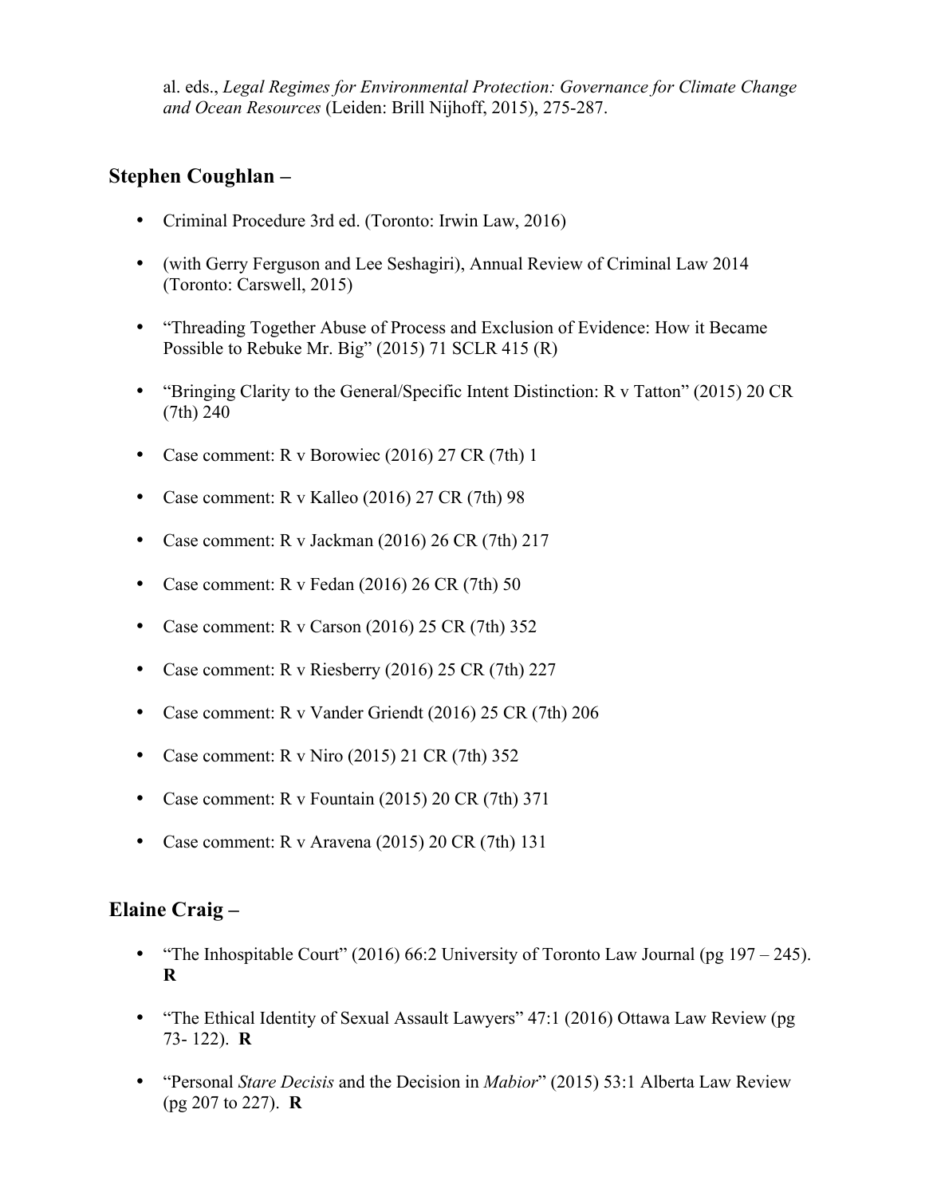al. eds., *Legal Regimes for Environmental Protection: Governance for Climate Change and Ocean Resources* (Leiden: Brill Nijhoff, 2015), 275-287.

## Stephen Coughlan –

- Criminal Procedure 3rd ed. (Toronto: Irwin Law, 2016)
- (with Gerry Ferguson and Lee Seshagiri), Annual Review of Criminal Law 2014 (Toronto: Carswell, 2015)
- "Threading Together Abuse of Process and Exclusion of Evidence: How it Became Possible to Rebuke Mr. Big" (2015) 71 SCLR 415 (R)
- "Bringing Clarity to the General/Specific Intent Distinction: R v Tatton" (2015) 20 CR (7th) 240
- Case comment: R v Borowiec (2016) 27 CR (7th) 1
- Case comment: R v Kalleo (2016) 27 CR (7th) 98
- Case comment: R v Jackman (2016) 26 CR (7th) 217
- Case comment: R v Fedan (2016) 26 CR (7th) 50
- Case comment: R v Carson (2016) 25 CR (7th) 352
- Case comment: R v Riesberry (2016) 25 CR (7th) 227
- Case comment: R v Vander Griendt (2016) 25 CR (7th) 206
- Case comment: R v Niro (2015) 21 CR (7th) 352
- Case comment: R v Fountain (2015) 20 CR (7th) 371
- Case comment: R v Aravena (2015) 20 CR (7th) 131

## Elaine Craig –

- "The Inhospitable Court" (2016) 66:2 University of Toronto Law Journal (pg 197 – 245). **R**
- "The Ethical Identity of Sexual Assault Lawyers" 47:1 (2016) Ottawa Law Review (pg 73- 122). **R**
- "Personal *Stare Decisis* and the Decision in *Mabior*" (2015) 53:1 Alberta Law Review (pg 207 to 227). **R**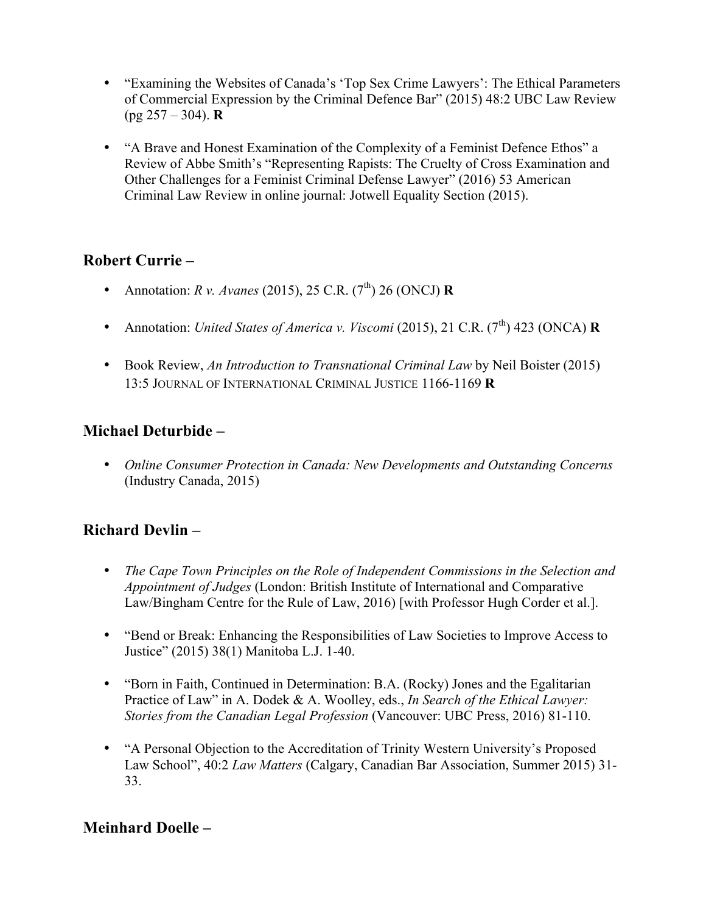- "Examining the Websites of Canada's 'Top Sex Crime Lawyers': The Ethical Parameters of Commercial Expression by the Criminal Defence Bar" (2015) 48:2 UBC Law Review (pg 257 – 304). **R**

- "A Brave and Honest Examination of the Complexity of a Feminist Defence Ethos" a Review of Abbe Smith's "Representing Rapists: The Cruelty of Cross Examination and Other Challenges for a Feminist Criminal Defense Lawyer" (2016) 53 American Criminal Law Review in online journal: Jotwell Equality Section (2015).

## Robert Currie –

- Annotation: *R v. Avanes* (2015), 25 C.R. (7th) 26 (ONCJ) **R**

- Annotation: *United States of America v. Viscomi* (2015), 21 C.R. (7th) 423 (ONCA) **R**

- Book Review, *An Introduction to Transnational Criminal Law* by Neil Boister (2015) 13:5 JOURNAL OF INTERNATIONAL CRIMINAL JUSTICE 1166-1169 **R**

## Michael Deturbide –

- *Online Consumer Protection in Canada: New Developments and Outstanding Concerns* (Industry Canada, 2015)

## Richard Devlin –

- *The Cape Town Principles on the Role of Independent Commissions in the Selection and Appointment of Judges* (London: British Institute of International and Comparative Law/Bingham Centre for the Rule of Law, 2016) [with Professor Hugh Corder et al.].

- "Bend or Break: Enhancing the Responsibilities of Law Societies to Improve Access to Justice" (2015) 38(1) Manitoba L.J. 1-40.

- "Born in Faith, Continued in Determination: B.A. (Rocky) Jones and the Egalitarian Practice of Law" in A. Dodek & A. Woolley, eds., *In Search of the Ethical Lawyer: Stories from the Canadian Legal Profession* (Vancouver: UBC Press, 2016) 81-110.

- "A Personal Objection to the Accreditation of Trinity Western University's Proposed Law School", 40:2 *Law Matters* (Calgary, Canadian Bar Association, Summer 2015) 31-33.

## Meinhard Doelle –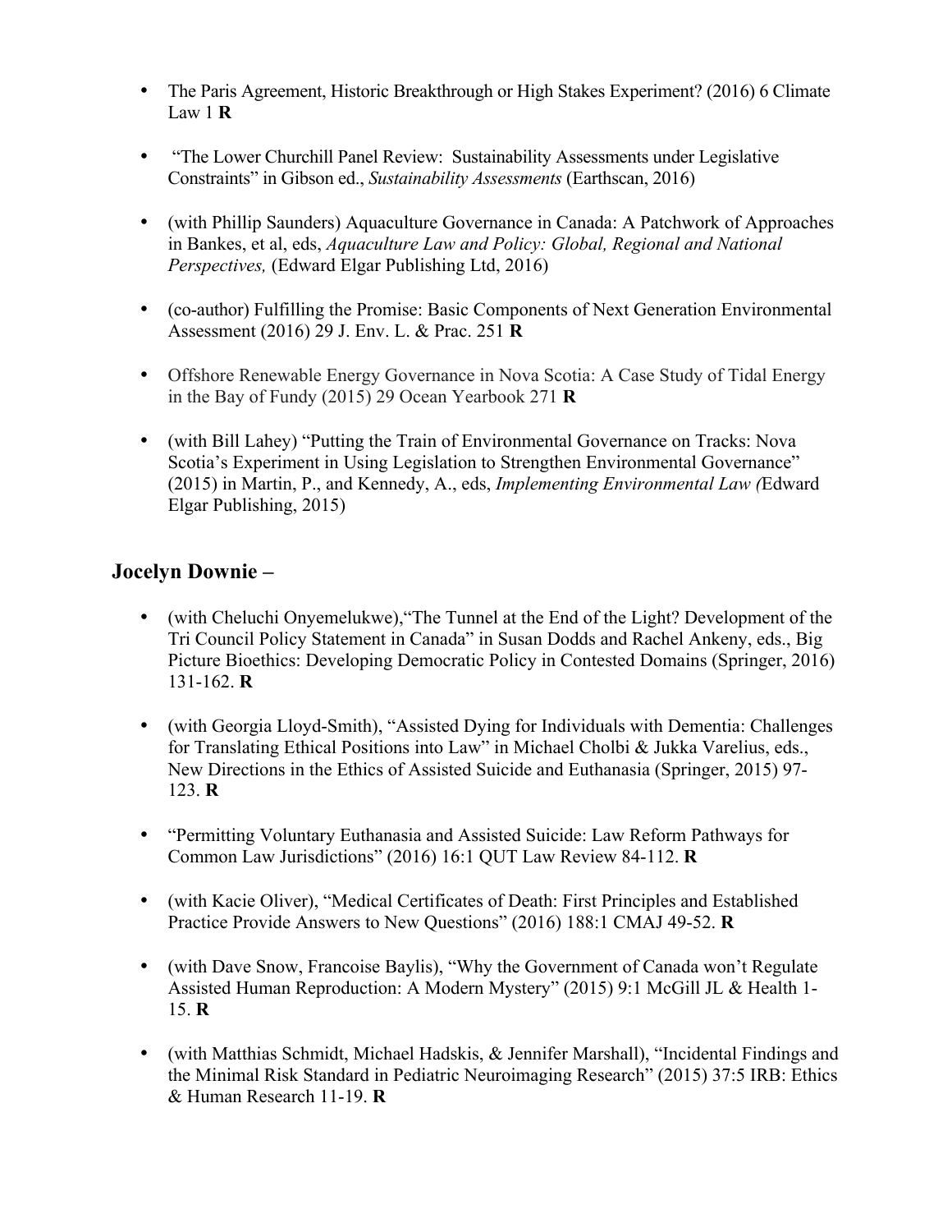- The Paris Agreement, Historic Breakthrough or High Stakes Experiment? (2016) 6 Climate Law 1 **R**

- "The Lower Churchill Panel Review: Sustainability Assessments under Legislative Constraints" in Gibson ed., *Sustainability Assessments* (Earthscan, 2016)

- (with Phillip Saunders) Aquaculture Governance in Canada: A Patchwork of Approaches in Bankes, et al, eds, *Aquaculture Law and Policy: Global, Regional and National Perspectives,* (Edward Elgar Publishing Ltd, 2016)

- (co-author) Fulfilling the Promise: Basic Components of Next Generation Environmental Assessment (2016) 29 J. Env. L. & Prac. 251 **R**

- Offshore Renewable Energy Governance in Nova Scotia: A Case Study of Tidal Energy in the Bay of Fundy (2015) 29 Ocean Yearbook 271 **R**

- (with Bill Lahey) "Putting the Train of Environmental Governance on Tracks: Nova Scotia's Experiment in Using Legislation to Strengthen Environmental Governance" (2015) in Martin, P., and Kennedy, A., eds, *Implementing Environmental Law (*Edward Elgar Publishing, 2015)

## Jocelyn Downie –

- (with Cheluchi Onyemelukwe),"The Tunnel at the End of the Light? Development of the Tri Council Policy Statement in Canada" in Susan Dodds and Rachel Ankeny, eds., Big Picture Bioethics: Developing Democratic Policy in Contested Domains (Springer, 2016) 131-162. **R**

- (with Georgia Lloyd-Smith), "Assisted Dying for Individuals with Dementia: Challenges for Translating Ethical Positions into Law" in Michael Cholbi & Jukka Varelius, eds., New Directions in the Ethics of Assisted Suicide and Euthanasia (Springer, 2015) 97-123. **R**

- "Permitting Voluntary Euthanasia and Assisted Suicide: Law Reform Pathways for Common Law Jurisdictions" (2016) 16:1 QUT Law Review 84-112. **R**

- (with Kacie Oliver), "Medical Certificates of Death: First Principles and Established Practice Provide Answers to New Questions" (2016) 188:1 CMAJ 49-52. **R**

- (with Dave Snow, Francoise Baylis), "Why the Government of Canada won't Regulate Assisted Human Reproduction: A Modern Mystery" (2015) 9:1 McGill JL & Health 1-15. **R**

- (with Matthias Schmidt, Michael Hadskis, & Jennifer Marshall), "Incidental Findings and the Minimal Risk Standard in Pediatric Neuroimaging Research" (2015) 37:5 IRB: Ethics & Human Research 11-19. **R**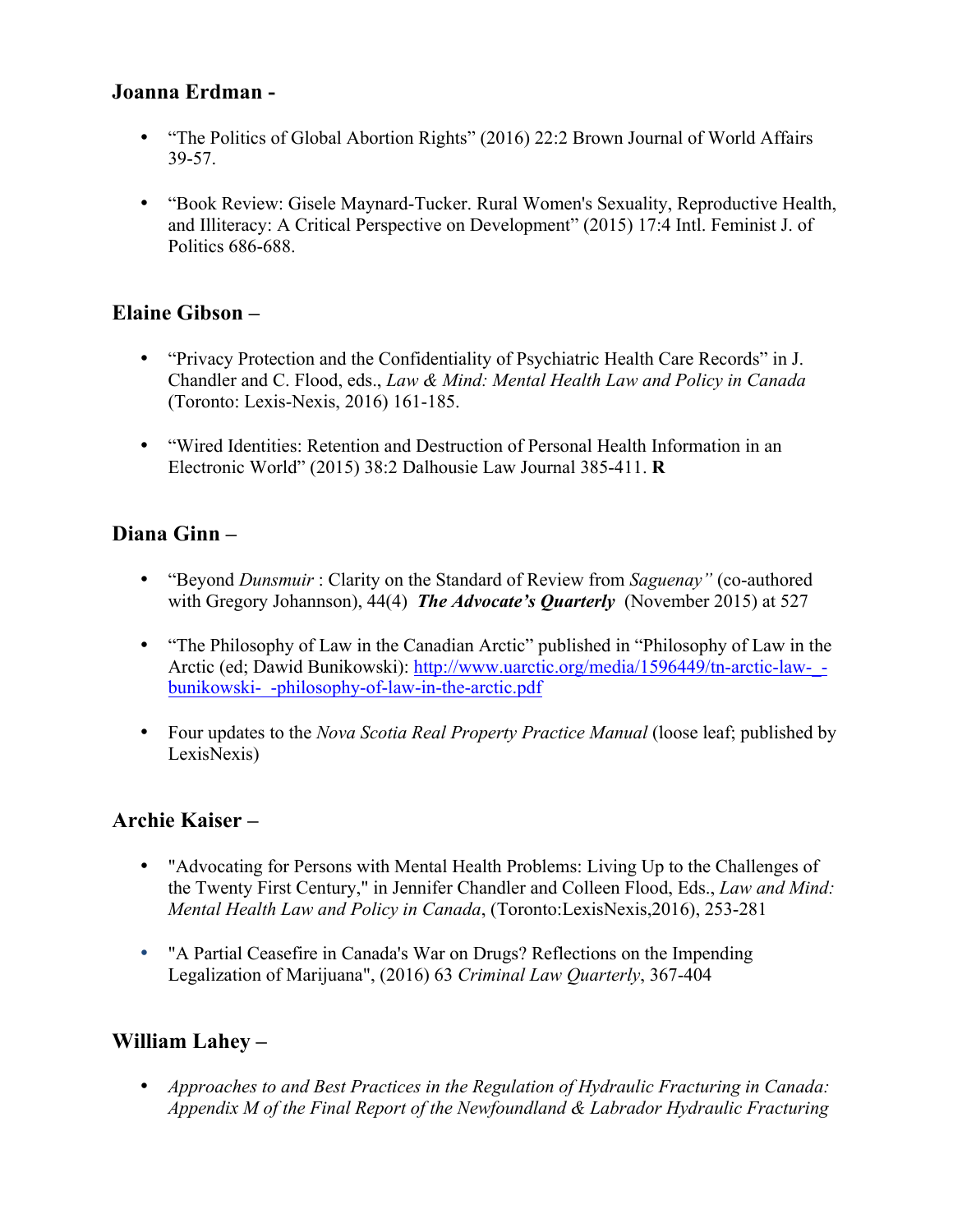## Joanna Erdman -

- "The Politics of Global Abortion Rights" (2016) 22:2 Brown Journal of World Affairs 39-57.
- "Book Review: Gisele Maynard-Tucker. Rural Women's Sexuality, Reproductive Health, and Illiteracy: A Critical Perspective on Development" (2015) 17:4 Intl. Feminist J. of Politics 686-688.

## Elaine Gibson –

- "Privacy Protection and the Confidentiality of Psychiatric Health Care Records" in J. Chandler and C. Flood, eds., *Law & Mind: Mental Health Law and Policy in Canada* (Toronto: Lexis-Nexis, 2016) 161-185.
- "Wired Identities: Retention and Destruction of Personal Health Information in an Electronic World" (2015) 38:2 Dalhousie Law Journal 385-411. **R**

## Diana Ginn –

- "Beyond *Dunsmuir* : Clarity on the Standard of Review from *Saguenay"* (co-authored with Gregory Johannson), 44(4) ***The Advocate's Quarterly*** (November 2015) at 527
- "The Philosophy of Law in the Canadian Arctic" published in "Philosophy of Law in the Arctic (ed; Dawid Bunikowski): [http://www.uarctic.org/media/1596449/tn-arctic-law-_-bunikowski-_-philosophy-of-law-in-the-arctic.pdf](http://www.uarctic.org/media/1596449/tn-arctic-law-_-bunikowski-_-philosophy-of-law-in-the-arctic.pdf)
- Four updates to the *Nova Scotia Real Property Practice Manual* (loose leaf; published by LexisNexis)

## Archie Kaiser –

- "Advocating for Persons with Mental Health Problems: Living Up to the Challenges of the Twenty First Century," in Jennifer Chandler and Colleen Flood, Eds., *Law and Mind: Mental Health Law and Policy in Canada*, (Toronto:LexisNexis,2016), 253-281
- "A Partial Ceasefire in Canada's War on Drugs? Reflections on the Impending Legalization of Marijuana", (2016) 63 *Criminal Law Quarterly*, 367-404

## William Lahey –

- *Approaches to and Best Practices in the Regulation of Hydraulic Fracturing in Canada: Appendix M of the Final Report of the Newfoundland & Labrador Hydraulic Fracturing*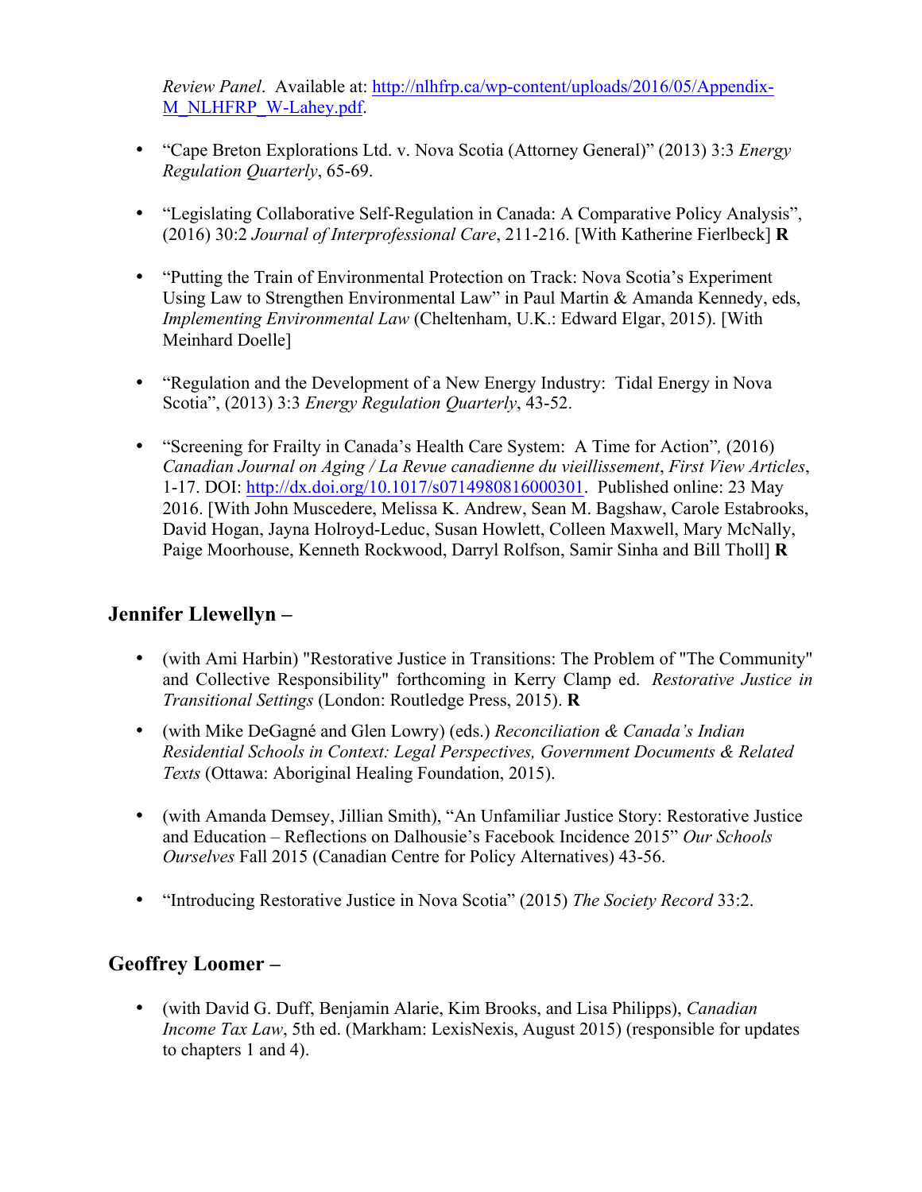*Review Panel*. Available at: http://nlhfrp.ca/wp-content/uploads/2016/05/Appendix-M_NLHFRP_W-Lahey.pdf.

- "Cape Breton Explorations Ltd. v. Nova Scotia (Attorney General)" (2013) 3:3 *Energy Regulation Quarterly*, 65-69.

- "Legislating Collaborative Self-Regulation in Canada: A Comparative Policy Analysis", (2016) 30:2 *Journal of Interprofessional Care*, 211-216. [With Katherine Fierlbeck] **R**

- "Putting the Train of Environmental Protection on Track: Nova Scotia's Experiment Using Law to Strengthen Environmental Law" in Paul Martin & Amanda Kennedy, eds, *Implementing Environmental Law* (Cheltenham, U.K.: Edward Elgar, 2015). [With Meinhard Doelle]

- "Regulation and the Development of a New Energy Industry: Tidal Energy in Nova Scotia", (2013) 3:3 *Energy Regulation Quarterly*, 43-52.

- "Screening for Frailty in Canada's Health Care System: A Time for Action", (2016) *Canadian Journal on Aging / La Revue canadienne du vieillissement*, *First View Articles*, 1-17. DOI: http://dx.doi.org/10.1017/s0714980816000301. Published online: 23 May 2016. [With John Muscedere, Melissa K. Andrew, Sean M. Bagshaw, Carole Estabrooks, David Hogan, Jayna Holroyd-Leduc, Susan Howlett, Colleen Maxwell, Mary McNally, Paige Moorhouse, Kenneth Rockwood, Darryl Rolfson, Samir Sinha and Bill Tholl] **R**

## Jennifer Llewellyn –

- (with Ami Harbin) "Restorative Justice in Transitions: The Problem of "The Community" and Collective Responsibility" forthcoming in Kerry Clamp ed. *Restorative Justice in Transitional Settings* (London: Routledge Press, 2015). **R**
- (with Mike DeGagné and Glen Lowry) (eds.) *Reconciliation & Canada's Indian Residential Schools in Context: Legal Perspectives, Government Documents & Related Texts* (Ottawa: Aboriginal Healing Foundation, 2015).

- (with Amanda Demsey, Jillian Smith), "An Unfamiliar Justice Story: Restorative Justice and Education – Reflections on Dalhousie's Facebook Incidence 2015" *Our Schools Ourselves* Fall 2015 (Canadian Centre for Policy Alternatives) 43-56.

- "Introducing Restorative Justice in Nova Scotia" (2015) *The Society Record* 33:2.

## Geoffrey Loomer –

- (with David G. Duff, Benjamin Alarie, Kim Brooks, and Lisa Philipps), *Canadian Income Tax Law*, 5th ed. (Markham: LexisNexis, August 2015) (responsible for updates to chapters 1 and 4).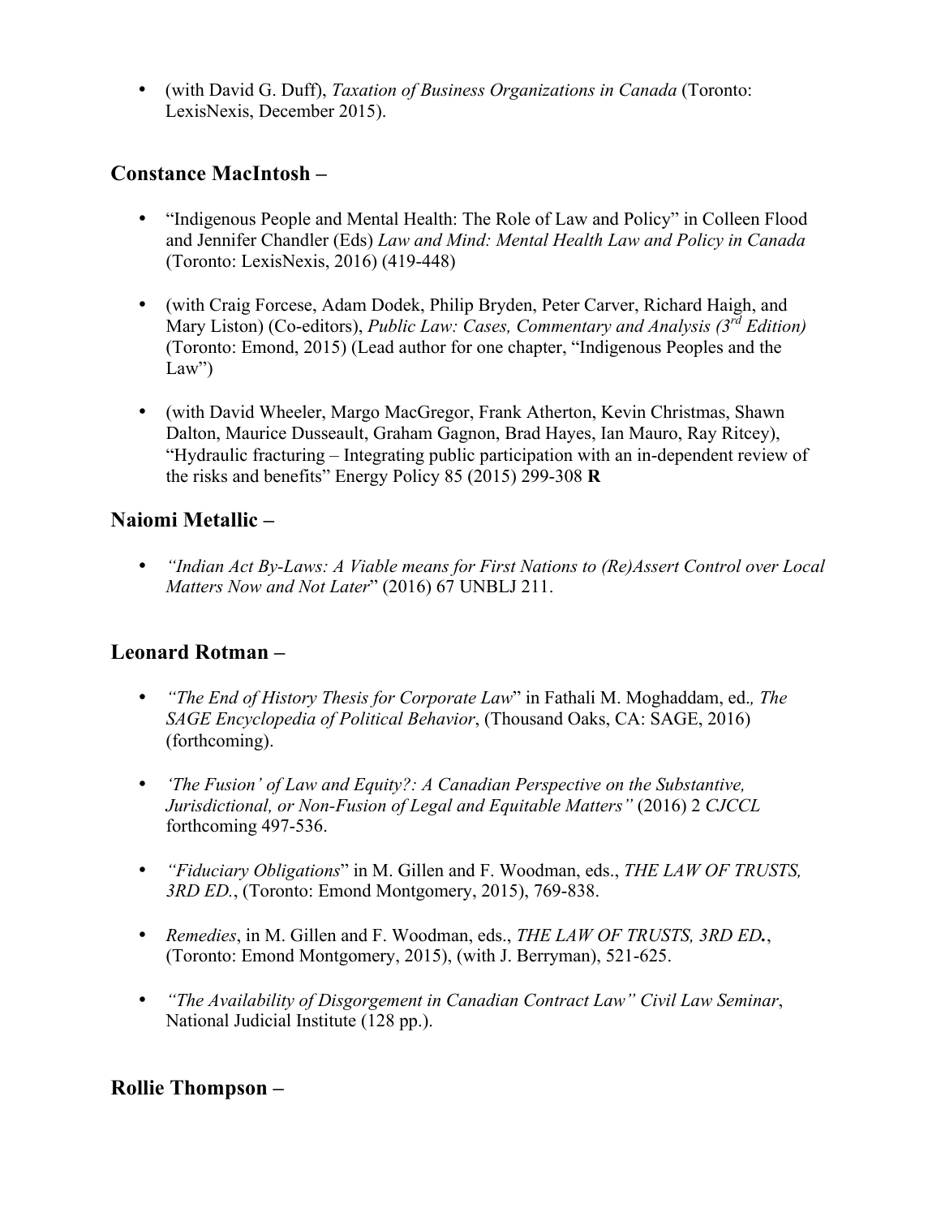- (with David G. Duff), *Taxation of Business Organizations in Canada* (Toronto: LexisNexis, December 2015).

## Constance MacIntosh –

- "Indigenous People and Mental Health: The Role of Law and Policy" in Colleen Flood and Jennifer Chandler (Eds) *Law and Mind: Mental Health Law and Policy in Canada* (Toronto: LexisNexis, 2016) (419-448)

- (with Craig Forcese, Adam Dodek, Philip Bryden, Peter Carver, Richard Haigh, and Mary Liston) (Co-editors), *Public Law: Cases, Commentary and Analysis (3rd Edition)* (Toronto: Emond, 2015) (Lead author for one chapter, "Indigenous Peoples and the Law")

- (with David Wheeler, Margo MacGregor, Frank Atherton, Kevin Christmas, Shawn Dalton, Maurice Dusseault, Graham Gagnon, Brad Hayes, Ian Mauro, Ray Ritcey), "Hydraulic fracturing – Integrating public participation with an in-dependent review of the risks and benefits" Energy Policy 85 (2015) 299-308 **R**

## Naiomi Metallic –

- *"Indian Act By-Laws: A Viable means for First Nations to (Re)Assert Control over Local Matters Now and Not Later*" (2016) 67 UNBLJ 211.

## Leonard Rotman –

- *"The End of History Thesis for Corporate Law*" in Fathali M. Moghaddam, ed.*, The SAGE Encyclopedia of Political Behavior*, (Thousand Oaks, CA: SAGE, 2016) (forthcoming).

- *'The Fusion' of Law and Equity?: A Canadian Perspective on the Substantive, Jurisdictional, or Non-Fusion of Legal and Equitable Matters"* (2016) 2 *CJCCL* forthcoming 497-536.

- *"Fiduciary Obligations*" in M. Gillen and F. Woodman, eds., *THE LAW OF TRUSTS, 3RD ED.*, (Toronto: Emond Montgomery, 2015), 769-838.

- *Remedies*, in M. Gillen and F. Woodman, eds., *THE LAW OF TRUSTS, 3RD ED.*, (Toronto: Emond Montgomery, 2015), (with J. Berryman), 521-625.

- *"The Availability of Disgorgement in Canadian Contract Law" Civil Law Seminar*, National Judicial Institute (128 pp.).

## Rollie Thompson –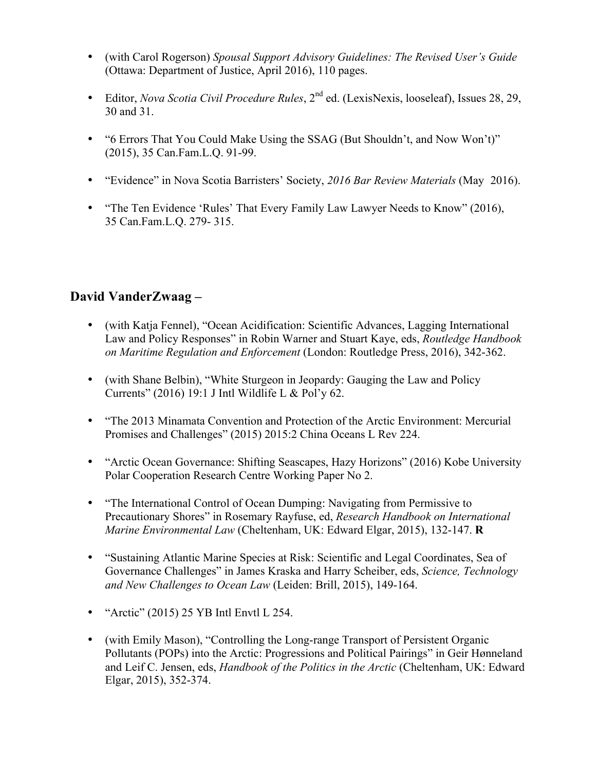- (with Carol Rogerson) *Spousal Support Advisory Guidelines: The Revised User's Guide* (Ottawa: Department of Justice, April 2016), 110 pages.

- Editor, *Nova Scotia Civil Procedure Rules*, 2nd ed. (LexisNexis, looseleaf), Issues 28, 29, 30 and 31.

- "6 Errors That You Could Make Using the SSAG (But Shouldn't, and Now Won't)" (2015), 35 Can.Fam.L.Q. 91-99.

- "Evidence" in Nova Scotia Barristers' Society, *2016 Bar Review Materials* (May 2016).

- "The Ten Evidence 'Rules' That Every Family Law Lawyer Needs to Know" (2016), 35 Can.Fam.L.Q. 279- 315.

## David VanderZwaag –

- (with Katja Fennel), "Ocean Acidification: Scientific Advances, Lagging International Law and Policy Responses" in Robin Warner and Stuart Kaye, eds, *Routledge Handbook on Maritime Regulation and Enforcement* (London: Routledge Press, 2016), 342-362.

- (with Shane Belbin), "White Sturgeon in Jeopardy: Gauging the Law and Policy Currents" (2016) 19:1 J Intl Wildlife L & Pol'y 62.

- "The 2013 Minamata Convention and Protection of the Arctic Environment: Mercurial Promises and Challenges" (2015) 2015:2 China Oceans L Rev 224.

- "Arctic Ocean Governance: Shifting Seascapes, Hazy Horizons" (2016) Kobe University Polar Cooperation Research Centre Working Paper No 2.

- "The International Control of Ocean Dumping: Navigating from Permissive to Precautionary Shores" in Rosemary Rayfuse, ed, *Research Handbook on International Marine Environmental Law* (Cheltenham, UK: Edward Elgar, 2015), 132-147. **R**

- "Sustaining Atlantic Marine Species at Risk: Scientific and Legal Coordinates, Sea of Governance Challenges" in James Kraska and Harry Scheiber, eds, *Science, Technology and New Challenges to Ocean Law* (Leiden: Brill, 2015), 149-164.

- "Arctic" (2015) 25 YB Intl Envtl L 254.

- (with Emily Mason), "Controlling the Long-range Transport of Persistent Organic Pollutants (POPs) into the Arctic: Progressions and Political Pairings" in Geir Hønneland and Leif C. Jensen, eds, *Handbook of the Politics in the Arctic* (Cheltenham, UK: Edward Elgar, 2015), 352-374.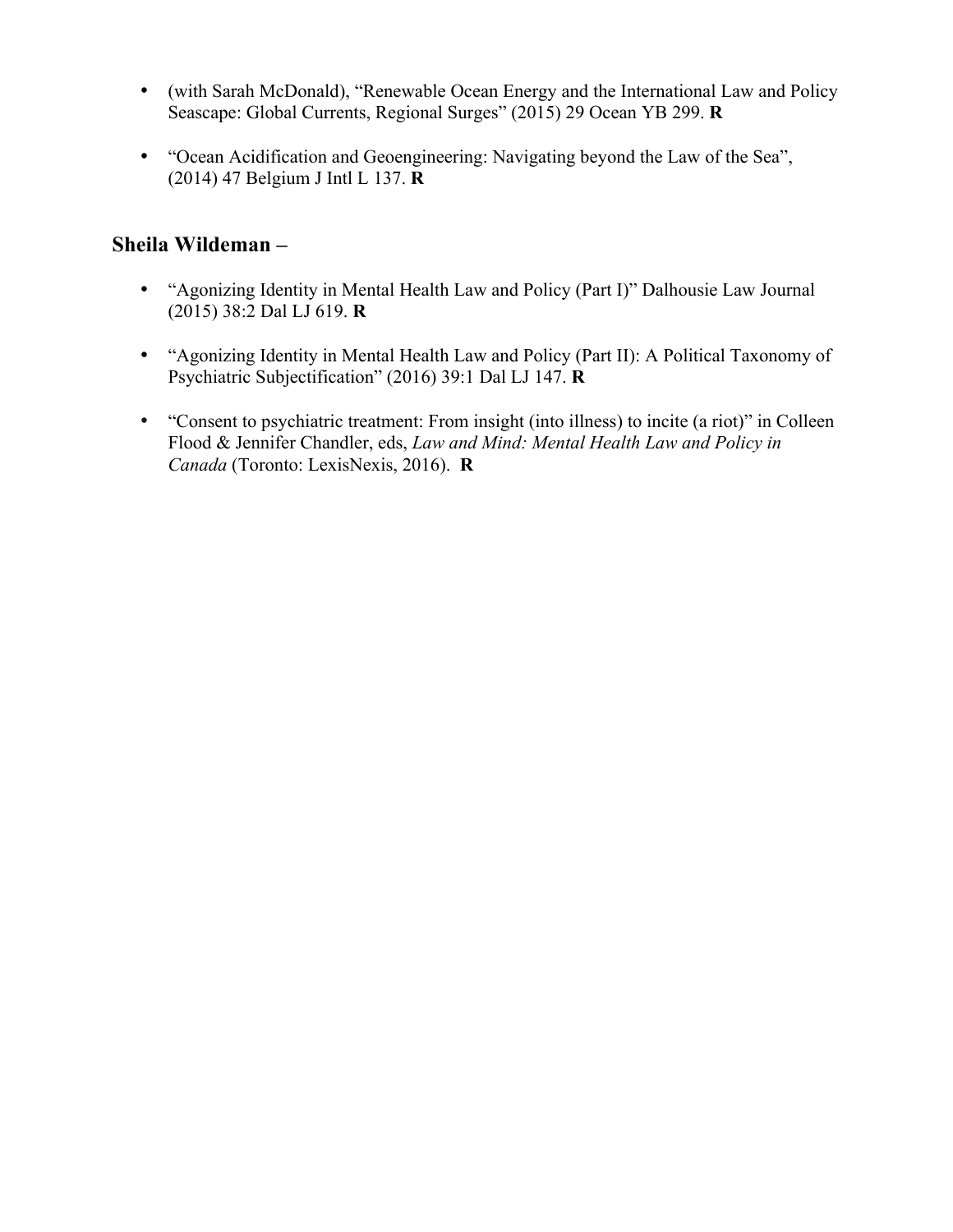- (with Sarah McDonald), "Renewable Ocean Energy and the International Law and Policy Seascape: Global Currents, Regional Surges" (2015) 29 Ocean YB 299. **R**

- "Ocean Acidification and Geoengineering: Navigating beyond the Law of the Sea", (2014) 47 Belgium J Intl L 137. **R**

## Sheila Wildeman –

- "Agonizing Identity in Mental Health Law and Policy (Part I)" Dalhousie Law Journal (2015) 38:2 Dal LJ 619. **R**

- "Agonizing Identity in Mental Health Law and Policy (Part II): A Political Taxonomy of Psychiatric Subjectification" (2016) 39:1 Dal LJ 147. **R**

- "Consent to psychiatric treatment: From insight (into illness) to incite (a riot)" in Colleen Flood & Jennifer Chandler, eds, *Law and Mind: Mental Health Law and Policy in Canada* (Toronto: LexisNexis, 2016). **R**